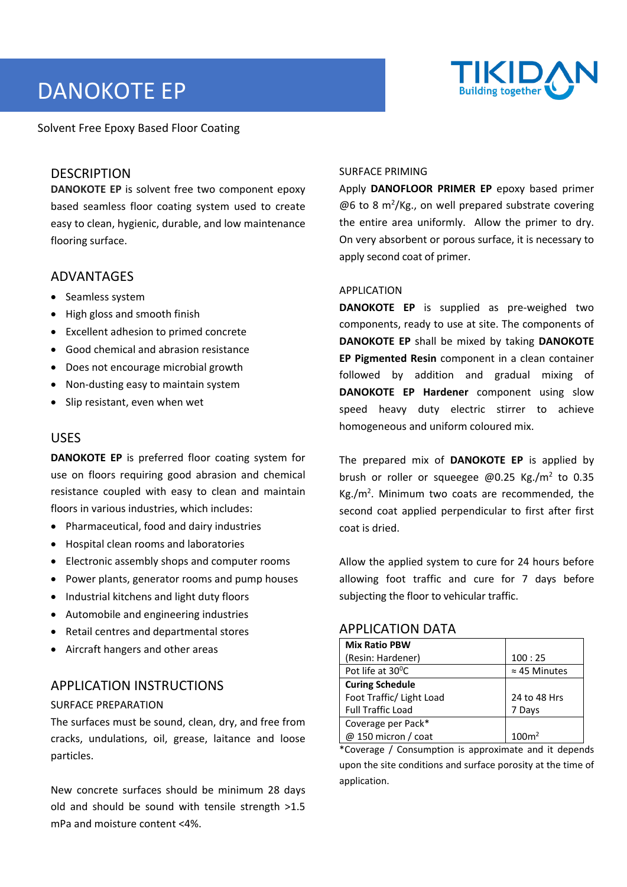# DANOKOTE EP

TIKIDAN
Building together

Solvent Free Epoxy Based Floor Coating

## DESCRIPTION

**DANOKOTE EP** is solvent free two component epoxy based seamless floor coating system used to create easy to clean, hygienic, durable, and low maintenance flooring surface.

## ADVANTAGES

- Seamless system
- High gloss and smooth finish
- Excellent adhesion to primed concrete
- Good chemical and abrasion resistance
- Does not encourage microbial growth
- Non-dusting easy to maintain system
- Slip resistant, even when wet

## USES

**DANOKOTE EP** is preferred floor coating system for use on floors requiring good abrasion and chemical resistance coupled with easy to clean and maintain floors in various industries, which includes:

- Pharmaceutical, food and dairy industries
- Hospital clean rooms and laboratories
- Electronic assembly shops and computer rooms
- Power plants, generator rooms and pump houses
- Industrial kitchens and light duty floors
- Automobile and engineering industries
- Retail centres and departmental stores
- Aircraft hangers and other areas

## APPLICATION INSTRUCTIONS

### SURFACE PREPARATION

The surfaces must be sound, clean, dry, and free from cracks, undulations, oil, grease, laitance and loose particles.

New concrete surfaces should be minimum 28 days old and should be sound with tensile strength >1.5 mPa and moisture content <4%.

### SURFACE PRIMING

Apply **DANOFLOOR PRIMER EP** epoxy based primer @6 to 8 m$^2$/Kg., on well prepared substrate covering the entire area uniformly. Allow the primer to dry. On very absorbent or porous surface, it is necessary to apply second coat of primer.

### APPLICATION

**DANOKOTE EP** is supplied as pre-weighed two components, ready to use at site. The components of **DANOKOTE EP** shall be mixed by taking **DANOKOTE EP Pigmented Resin** component in a clean container followed by addition and gradual mixing of **DANOKOTE EP Hardener** component using slow speed heavy duty electric stirrer to achieve homogeneous and uniform coloured mix.

The prepared mix of **DANOKOTE EP** is applied by brush or roller or squeegee @0.25 Kg./m$^2$ to 0.35 Kg./m$^2$. Minimum two coats are recommended, the second coat applied perpendicular to first after first coat is dried.

Allow the applied system to cure for 24 hours before allowing foot traffic and cure for 7 days before subjecting the floor to vehicular traffic.

## APPLICATION DATA

| | |
|---|---|
| **Mix Ratio PBW** (Resin: Hardener) | 100 : 25 |
| Pot life at 30$^0$C | ≈ 45 Minutes |
| **Curing Schedule** | |
| Foot Traffic/ Light Load | 24 to 48 Hrs |
| Full Traffic Load | 7 Days |
| Coverage per Pack* @ 150 micron / coat | 100m$^2$ |

*Coverage / Consumption is approximate and it depends upon the site conditions and surface porosity at the time of application.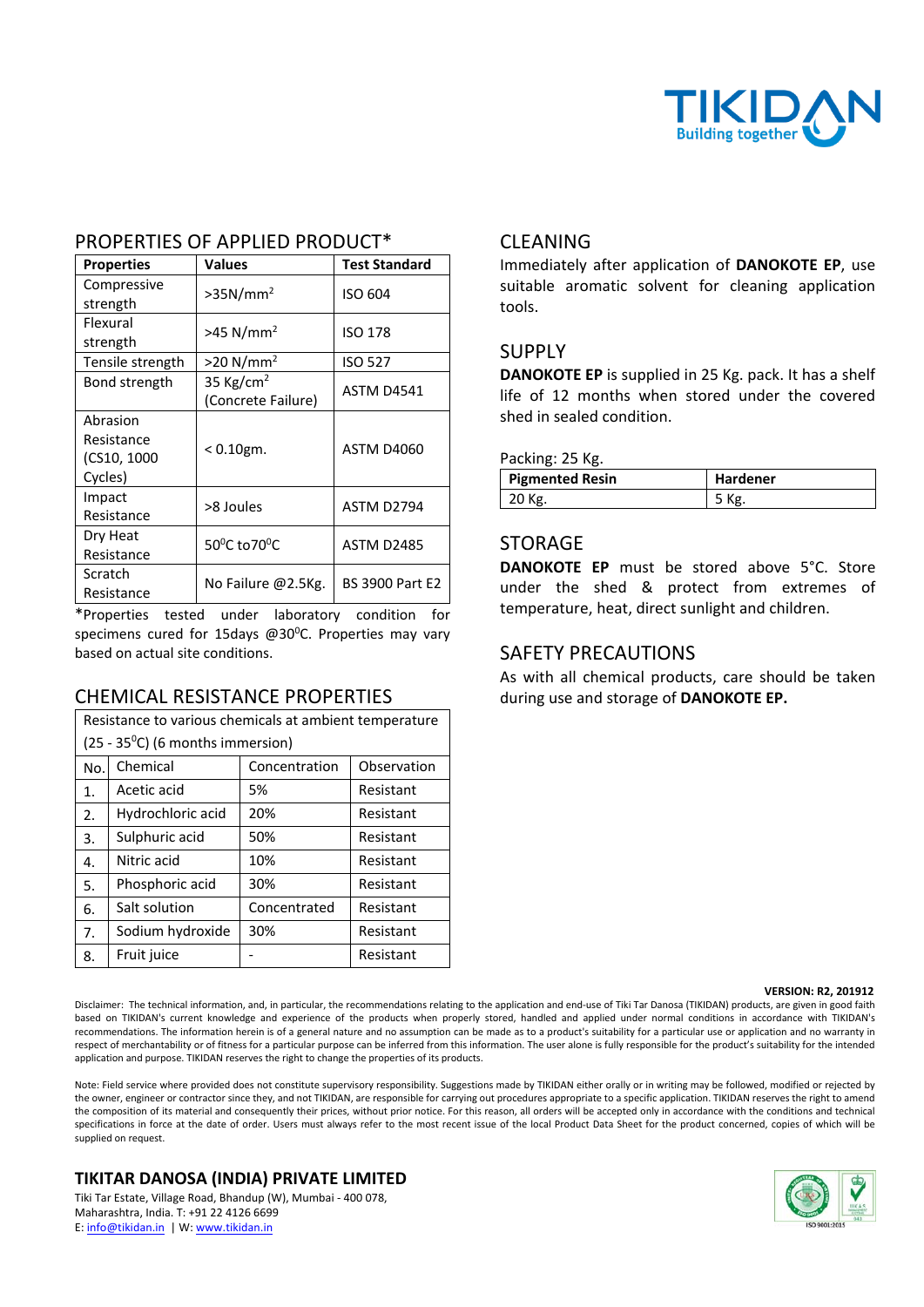## PROPERTIES OF APPLIED PRODUCT*

| Properties | Values | Test Standard |
|---|---|---|
| Compressive strength | $>35 N/mm^2$ | ISO 604 |
| Flexural strength | $>45 N/mm^2$ | ISO 178 |
| Tensile strength | $>20 N/mm^2$ | ISO 527 |
| Bond strength | $35 Kg/cm^2$ (Concrete Failure) | ASTM D4541 |
| Abrasion Resistance (CS10, 1000 Cycles) | < 0.10gm. | ASTM D4060 |
| Impact Resistance | >8 Joules | ASTM D2794 |
| Dry Heat Resistance | $50^0C$ to$70^0C$ | ASTM D2485 |
| Scratch Resistance | No Failure @2.5Kg. | BS 3900 Part E2 |

*Properties tested under laboratory condition for specimens cured for 15days @$30^0C$. Properties may vary based on actual site conditions.

## CHEMICAL RESISTANCE PROPERTIES

| Resistance to various chemicals at ambient temperature (25 - $35^0C$) (6 months immersion) | | | |
|---|---|---|---|
| No. | Chemical | Concentration | Observation |
| 1. | Acetic acid | 5% | Resistant |
| 2. | Hydrochloric acid | 20% | Resistant |
| 3. | Sulphuric acid | 50% | Resistant |
| 4. | Nitric acid | 10% | Resistant |
| 5. | Phosphoric acid | 30% | Resistant |
| 6. | Salt solution | Concentrated | Resistant |
| 7. | Sodium hydroxide | 30% | Resistant |
| 8. | Fruit juice | - | Resistant |

## CLEANING

Immediately after application of **DANOKOTE EP**, use suitable aromatic solvent for cleaning application tools.

## SUPPLY

**DANOKOTE EP** is supplied in 25 Kg. pack. It has a shelf life of 12 months when stored under the covered shed in sealed condition.

Packing: 25 Kg.

| Pigmented Resin | Hardener |
|---|---|
| 20 Kg. | 5 Kg. |

## STORAGE

**DANOKOTE EP** must be stored above 5°C. Store under the shed & protect from extremes of temperature, heat, direct sunlight and children.

## SAFETY PRECAUTIONS

As with all chemical products, care should be taken during use and storage of **DANOKOTE EP.**

**VERSION: R2, 201912**

Disclaimer: The technical information, and, in particular, the recommendations relating to the application and end-use of Tiki Tar Danosa (TIKIDAN) products, are given in good faith based on TIKIDAN's current knowledge and experience of the products when properly stored, handled and applied under normal conditions in accordance with TIKIDAN's recommendations. The information herein is of a general nature and no assumption can be made as to a product's suitability for a particular use or application and no warranty in respect of merchantability or of fitness for a particular purpose can be inferred from this information. The user alone is fully responsible for the product's suitability for the intended application and purpose. TIKIDAN reserves the right to change the properties of its products.

Note: Field service where provided does not constitute supervisory responsibility. Suggestions made by TIKIDAN either orally or in writing may be followed, modified or rejected by the owner, engineer or contractor since they, and not TIKIDAN, are responsible for carrying out procedures appropriate to a specific application. TIKIDAN reserves the right to amend the composition of its material and consequently their prices, without prior notice. For this reason, all orders will be accepted only in accordance with the conditions and technical specifications in force at the date of order. Users must always refer to the most recent issue of the local Product Data Sheet for the product concerned, copies of which will be supplied on request.

**TIKITAR DANOSA (INDIA) PRIVATE LIMITED**

Tiki Tar Estate, Village Road, Bhandup (W), Mumbai - 400 078,
Maharashtra, India. T: +91 22 4126 6699
E: info@tikidan.in | W: www.tikidan.in